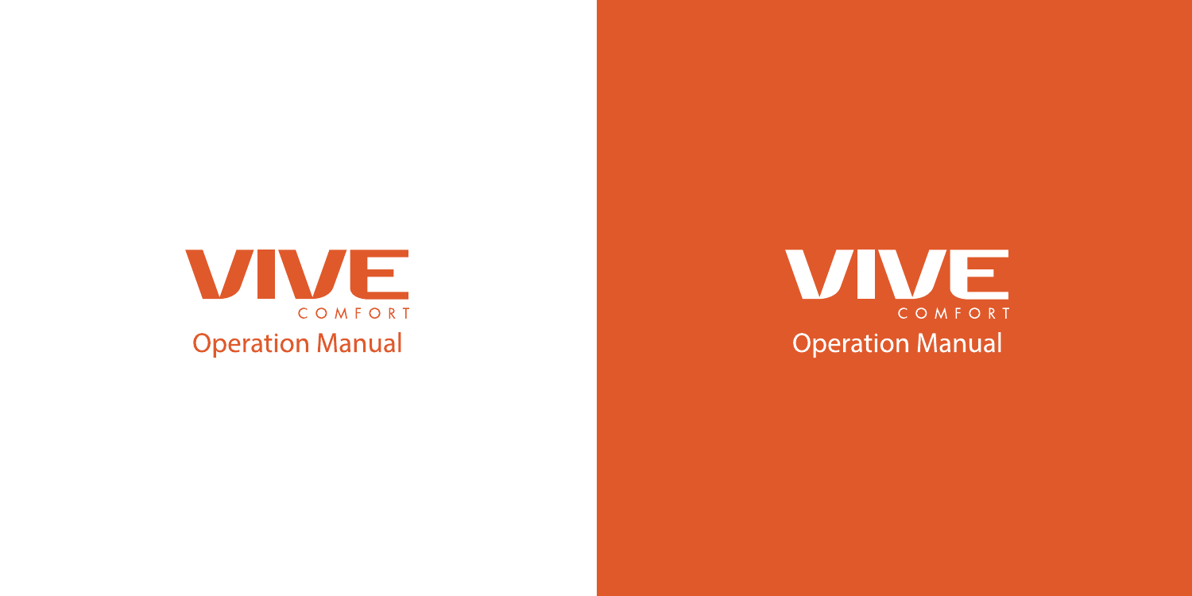# VIVE

COMFORT

Operation Manual

# VIVE

COMFORT

Operation Manual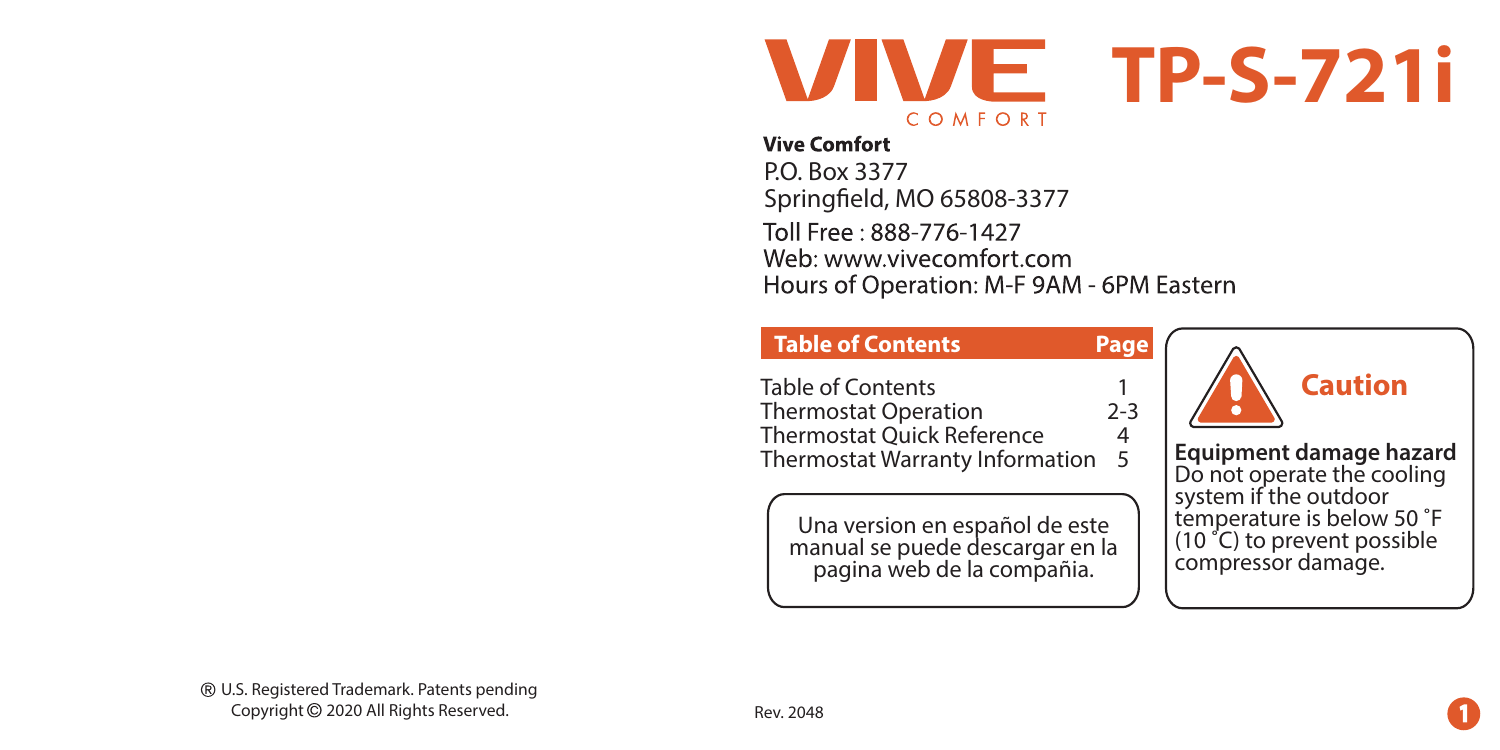# VIVE COMFORT TP-S-721i

**Vive Comfort**
P.O. Box 3377
Springfield, MO 65808-3377
Toll Free : 888-776-1427
Web: www.vivecomfort.com
Hours of Operation: M-F 9AM - 6PM Eastern

| Table of Contents | Page |
| --- | --- |
| Table of Contents | 1 |
| Thermostat Operation | 2-3 |
| Thermostat Quick Reference | 4 |
| Thermostat Warranty Information | 5 |

Una version en español de este manual se puede descargar en la pagina web de la compañia.

## Caution

**Equipment damage hazard**
Do not operate the cooling system if the outdoor temperature is below 50 ˚F (10 ˚C) to prevent possible compressor damage.

® U.S. Registered Trademark. Patents pending
Copyright © 2020 All Rights Reserved.

Rev. 2048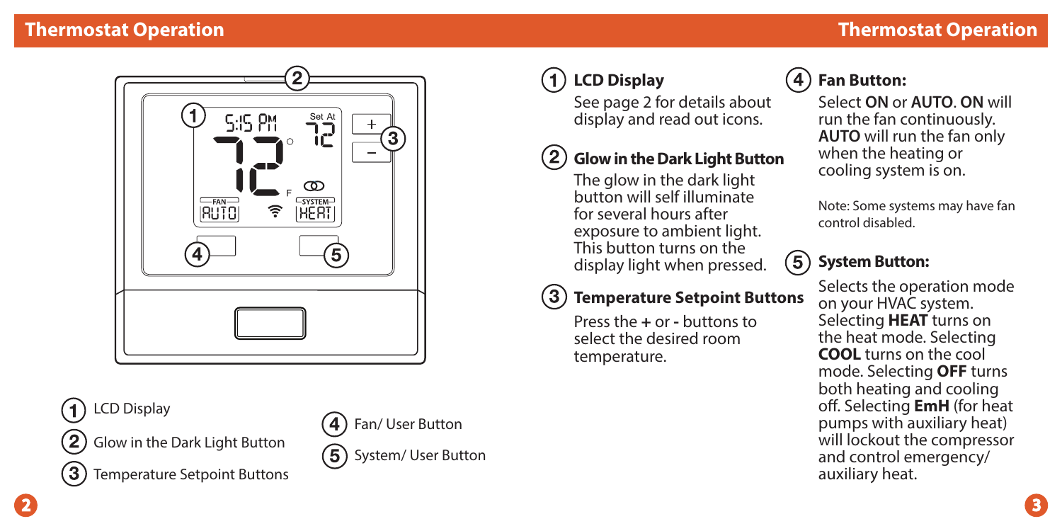# Thermostat Operation

1. LCD Display
2. Glow in the Dark Light Button
3. Temperature Setpoint Buttons
4. Fan/ User Button
5. System/ User Button

## 1 LCD Display

See page 2 for details about display and read out icons.

## 2 Glow in the Dark Light Button

The glow in the dark light button will self illuminate for several hours after exposure to ambient light. This button turns on the display light when pressed.

## 3 Temperature Setpoint Buttons

Press the **+** or **-** buttons to select the desired room temperature.

## 4 Fan Button:

Select **ON** or **AUTO**. **ON** will run the fan continuously. **AUTO** will run the fan only when the heating or cooling system is on.

Note: Some systems may have fan control disabled.

## 5 System Button:

Selects the operation mode on your HVAC system. Selecting **HEAT** turns on the heat mode. Selecting **COOL** turns on the cool mode. Selecting **OFF** turns both heating and cooling off. Selecting **EmH** (for heat pumps with auxiliary heat) will lockout the compressor and control emergency/ auxiliary heat.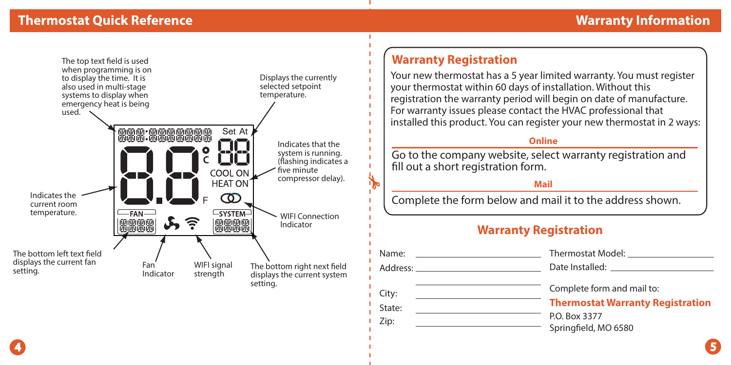## Thermostat Quick Reference

The top text field is used when programming is on to display the time. It is also used in multi-stage systems to display when emergency heat is being used.

Displays the currently selected setpoint temperature.

Indicates that the system is running. (flashing indicates a five minute compressor delay).

Indicates the current room temperature.

WIFI Connection Indicator

The bottom left text field displays the current fan setting.

Fan Indicator

WIFI signal strength

The bottom right next field displays the current system setting.

## Warranty Information

### Warranty Registration

Your new thermostat has a 5 year limited warranty. You must register your thermostat within 60 days of installation. Without this registration the warranty period will begin on date of manufacture. For warranty issues please contact the HVAC professional that installed this product. You can register your new thermostat in 2 ways:

**Online**

Go to the company website, select warranty registration and fill out a short registration form.

**Mail**

Complete the form below and mail it to the address shown.

### Warranty Registration

Name: ____________________

Address: ____________________

____________________

City: ____________________

State: ____________________

Zip: ____________________

Thermostat Model: ____________________

Date Installed: ____________________

Complete form and mail to:

**Thermostat Warranty Registration**

P.O. Box 3377

Springfield, MO 6580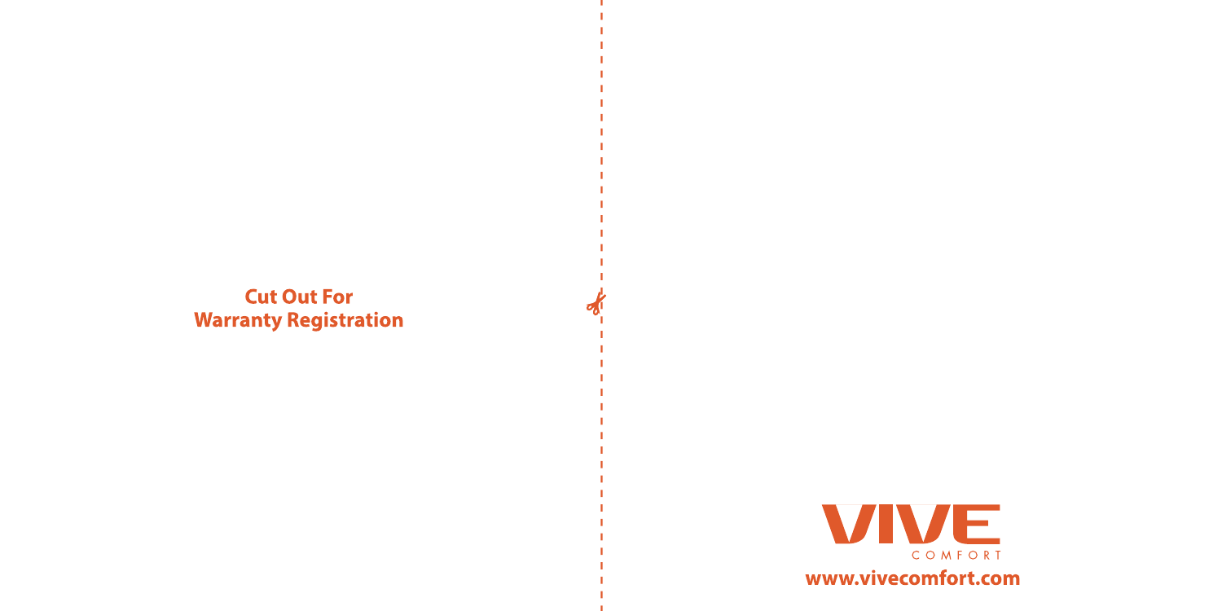**Cut Out For**
**Warranty Registration**

VIVE
COMFORT

www.vivecomfort.com